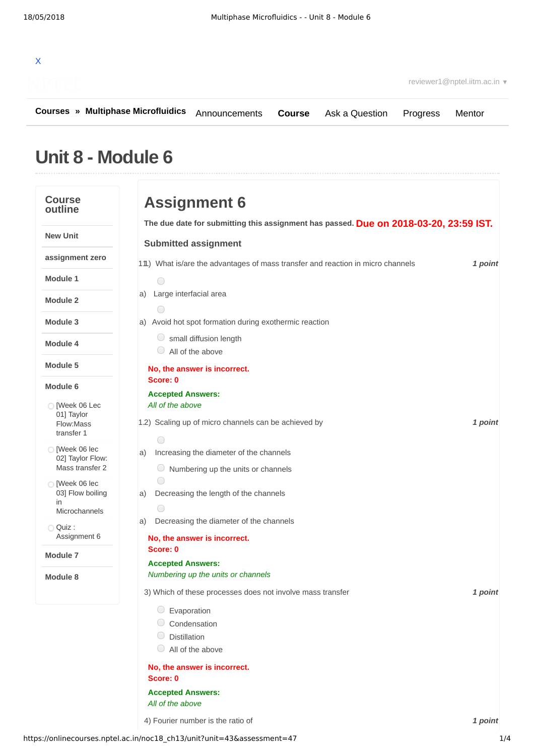X

reviewer1@nptel.iitm.ac.in ▾

**Courses » Multiphase Microfluidics** Announcements **Course** Ask a Question Progress Mentor

# Unit 8 - Module 6

## Course outline

- **New Unit**
- **assignment zero**
- **Module 1**
- **Module 2**
- **Module 3**
- **Module 4**
- **Module 5**
- **Module 6**
  - [Week 06 Lec 01] Taylor Flow:Mass transfer 1
  - [Week 06 lec 02] Taylor Flow: Mass transfer 2
  - [Week 06 lec 03] Flow boiling in Microchannels
  - Quiz : Assignment 6
- **Module 7**
- **Module 8**

## Assignment 6

**The due date for submitting this assignment has passed.** **Due on 2018-03-20, 23:59 IST.**

### Submitted assignment

11) What is/are the advantages of mass transfer and reaction in micro channels *1 point*

- a) Large interfacial area
- a) Avoid hot spot formation during exothermic reaction
- small diffusion length
- All of the above

**No, the answer is incorrect.**
**Score: 0**

**Accepted Answers:**
*All of the above*

1.2) Scaling up of micro channels can be achieved by *1 point*

- a) Increasing the diameter of the channels
- Numbering up the units or channels
- a) Decreasing the length of the channels
- a) Decreasing the diameter of the channels

**No, the answer is incorrect.**
**Score: 0**

**Accepted Answers:**
*Numbering up the units or channels*

3) Which of these processes does not involve mass transfer *1 point*

- Evaporation
- Condensation
- Distillation
- All of the above

**No, the answer is incorrect.**
**Score: 0**

**Accepted Answers:**
*All of the above*

4) Fourier number is the ratio of *1 point*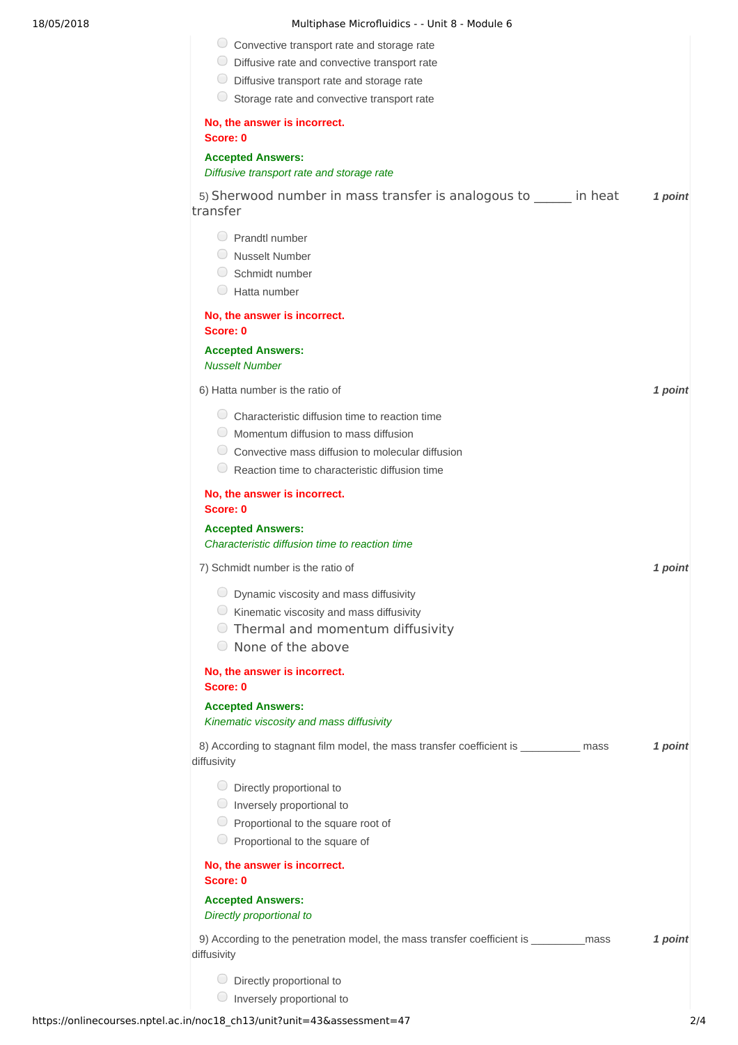- Convective transport rate and storage rate
- Diffusive rate and convective transport rate
- Diffusive transport rate and storage rate
- Storage rate and convective transport rate

**No, the answer is incorrect.**
**Score: 0**

**Accepted Answers:**
*Diffusive transport rate and storage rate*

5) Sherwood number in mass transfer is analogous to ______ in heat transfer **1 point**

- Prandtl number
- Nusselt Number
- Schmidt number
- Hatta number

**No, the answer is incorrect.**
**Score: 0**

**Accepted Answers:**
*Nusselt Number*

6) Hatta number is the ratio of **1 point**

- Characteristic diffusion time to reaction time
- Momentum diffusion to mass diffusion
- Convective mass diffusion to molecular diffusion
- Reaction time to characteristic diffusion time

**No, the answer is incorrect.**
**Score: 0**

**Accepted Answers:**
*Characteristic diffusion time to reaction time*

7) Schmidt number is the ratio of **1 point**

- Dynamic viscosity and mass diffusivity
- Kinematic viscosity and mass diffusivity
- Thermal and momentum diffusivity
- None of the above

**No, the answer is incorrect.**
**Score: 0**

**Accepted Answers:**
*Kinematic viscosity and mass diffusivity*

8) According to stagnant film model, the mass transfer coefficient is __________ mass diffusivity **1 point**

- Directly proportional to
- Inversely proportional to
- Proportional to the square root of
- Proportional to the square of

**No, the answer is incorrect.**
**Score: 0**

**Accepted Answers:**
*Directly proportional to*

9) According to the penetration model, the mass transfer coefficient is _________mass diffusivity **1 point**

- Directly proportional to
- Inversely proportional to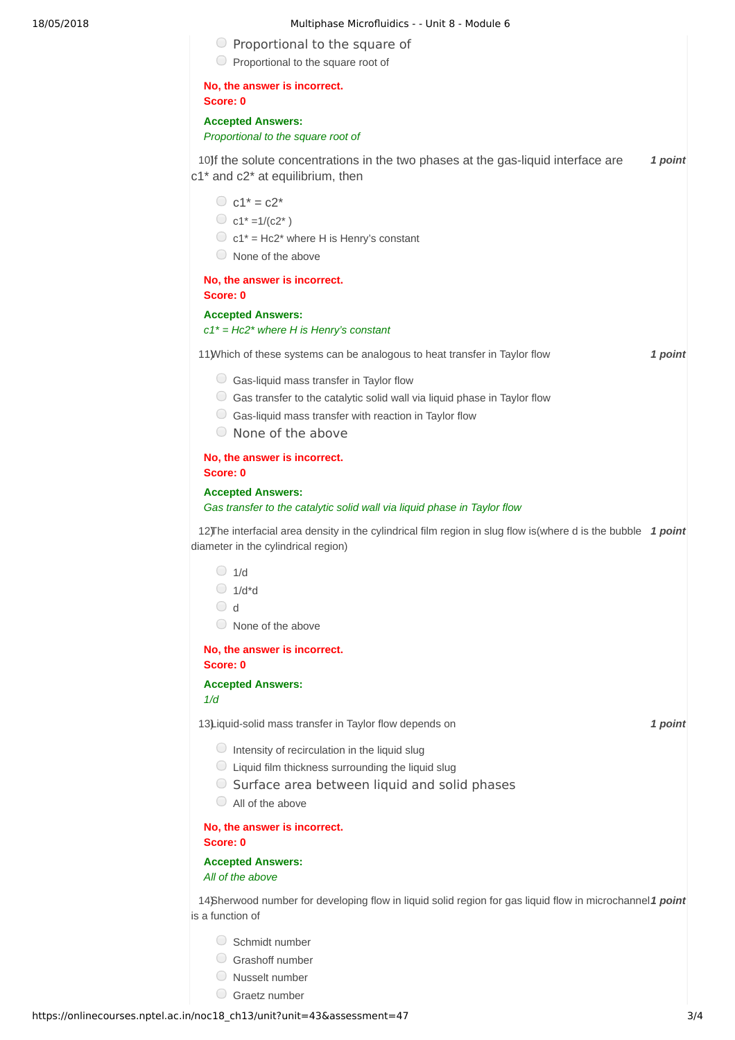- Proportional to the square of
- Proportional to the square root of

**No, the answer is incorrect.**
**Score: 0**

**Accepted Answers:**
*Proportional to the square root of*

10) If the solute concentrations in the two phases at the gas-liquid interface are $c1^*$ and $c2^*$ at equilibrium, then *1 point*

- $c1^* = c2^*$
- $c1^* = 1/(c2^*)$
- $c1^* = Hc2^*$ where H is Henry's constant
- None of the above

**No, the answer is incorrect.**
**Score: 0**

**Accepted Answers:**
*$c1^* = Hc2^*$ where H is Henry's constant*

11) Which of these systems can be analogous to heat transfer in Taylor flow *1 point*

- Gas-liquid mass transfer in Taylor flow
- Gas transfer to the catalytic solid wall via liquid phase in Taylor flow
- Gas-liquid mass transfer with reaction in Taylor flow
- None of the above

**No, the answer is incorrect.**
**Score: 0**

**Accepted Answers:**
*Gas transfer to the catalytic solid wall via liquid phase in Taylor flow*

12) The interfacial area density in the cylindrical film region in slug flow is(where d is the bubble diameter in the cylindrical region) *1 point*

- 1/d
- 1/d*d
- d
- None of the above

**No, the answer is incorrect.**
**Score: 0**

**Accepted Answers:**
*1/d*

13) Liquid-solid mass transfer in Taylor flow depends on *1 point*

- Intensity of recirculation in the liquid slug
- Liquid film thickness surrounding the liquid slug
- Surface area between liquid and solid phases
- All of the above

**No, the answer is incorrect.**
**Score: 0**

**Accepted Answers:**
*All of the above*

14) Sherwood number for developing flow in liquid solid region for gas liquid flow in microchannel is a function of *1 point*

- Schmidt number
- Grashoff number
- Nusselt number
- Graetz number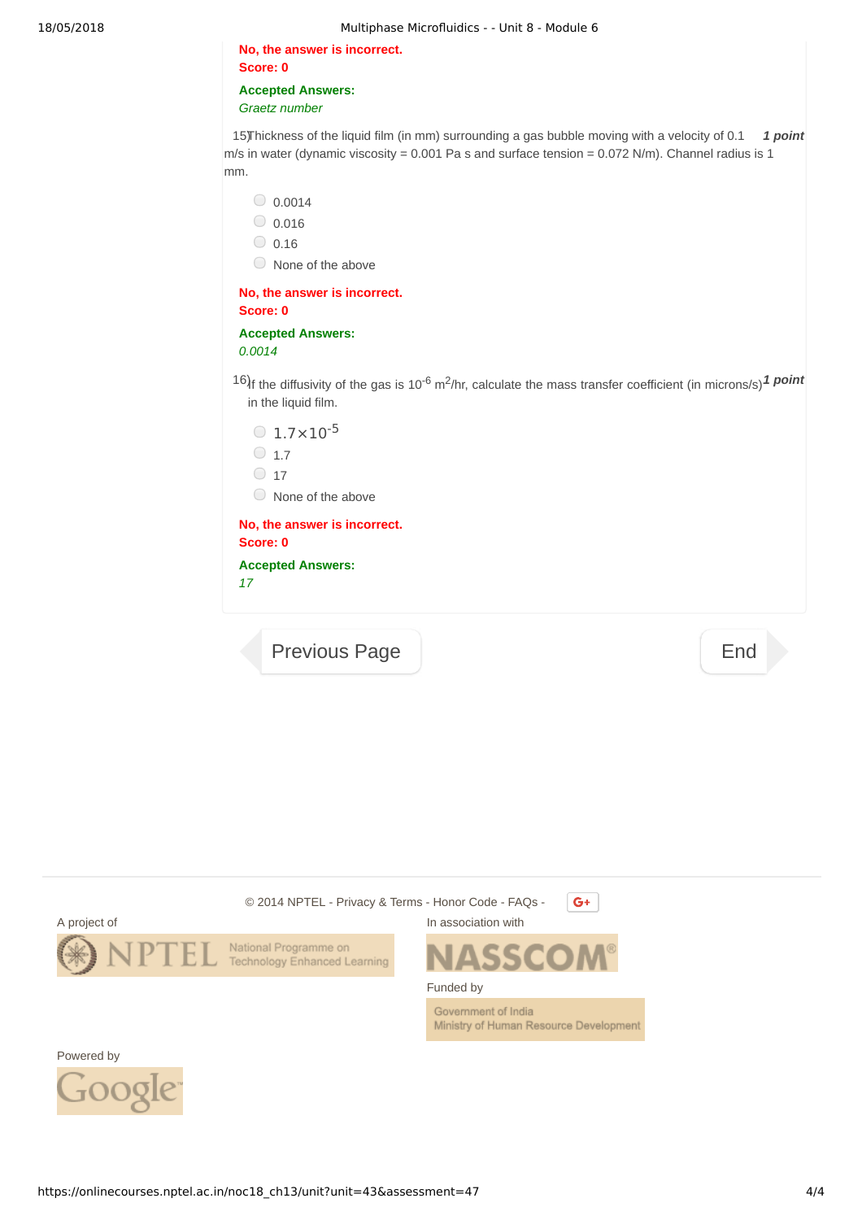No, the answer is incorrect.
**Score: 0**

**Accepted Answers:**
*Graetz number*

15) Thickness of the liquid film (in mm) surrounding a gas bubble moving with a velocity of 0.1 m/s in water (dynamic viscosity = 0.001 Pa s and surface tension = 0.072 N/m). Channel radius is 1 mm. ***1 point***

- 0.0014
- 0.016
- 0.16
- None of the above

**No, the answer is incorrect.**
**Score: 0**

**Accepted Answers:**
*0.0014*

16) If the diffusivity of the gas is $10^{-6}$ $m^2$/hr, calculate the mass transfer coefficient (in microns/s) in the liquid film. ***1 point***

- $1.7 \times 10^{-5}$
- 1.7
- 17
- None of the above

**No, the answer is incorrect.**
**Score: 0**

**Accepted Answers:**
*17*

Previous Page

End

© 2014 NPTEL - Privacy & Terms - Honor Code - FAQs -

A project of

NPTEL National Programme on Technology Enhanced Learning

In association with

NASSCOM

Funded by

Government of India Ministry of Human Resource Development

Powered by

Google